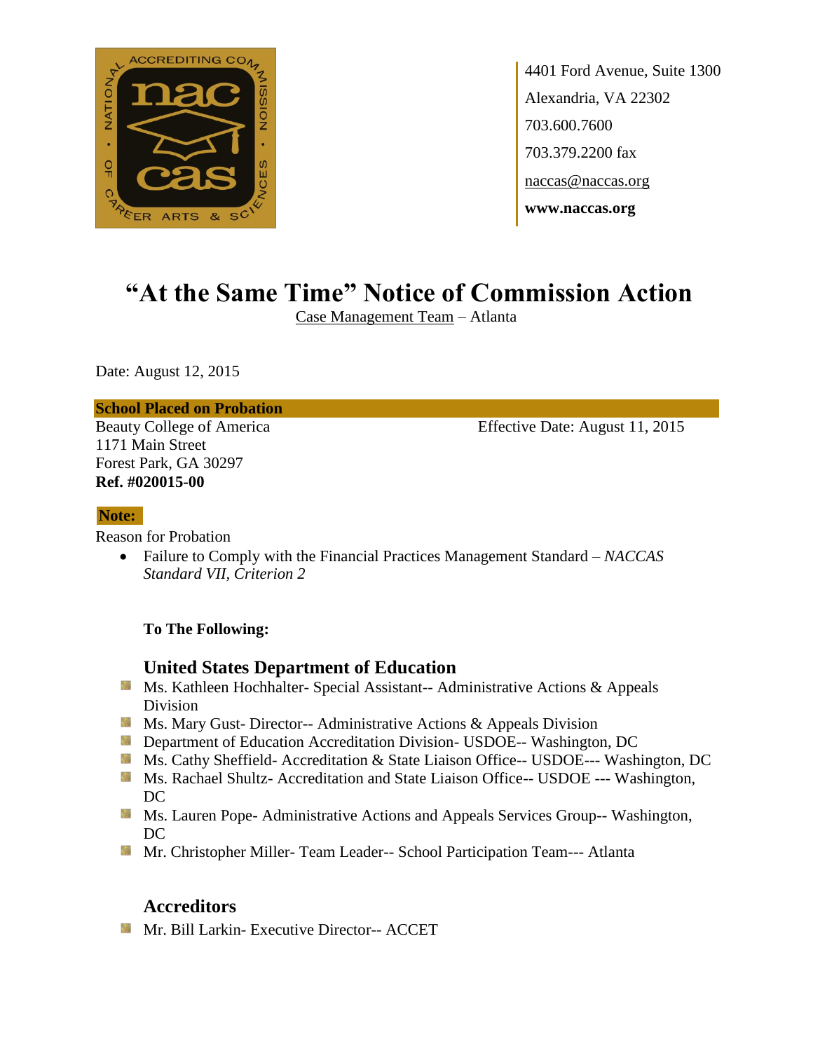4401 Ford Avenue, Suite 1300
Alexandria, VA 22302
703.600.7600
703.379.2200 fax
naccas@naccas.org
**www.naccas.org**

# "At the Same Time" Notice of Commission Action

Case Management Team – Atlanta

Date: August 12, 2015

**School Placed on Probation**

Beauty College of America
1171 Main Street
Forest Park, GA 30297
**Ref. #020015-00**

Effective Date: August 11, 2015

**Note:**

Reason for Probation

- Failure to Comply with the Financial Practices Management Standard – *NACCAS Standard VII, Criterion 2*

**To The Following:**

## United States Department of Education

- Ms. Kathleen Hochhalter- Special Assistant-- Administrative Actions & Appeals Division
- Ms. Mary Gust- Director-- Administrative Actions & Appeals Division
- Department of Education Accreditation Division- USDOE-- Washington, DC
- Ms. Cathy Sheffield- Accreditation & State Liaison Office-- USDOE--- Washington, DC
- Ms. Rachael Shultz- Accreditation and State Liaison Office-- USDOE --- Washington, DC
- Ms. Lauren Pope- Administrative Actions and Appeals Services Group-- Washington, DC
- Mr. Christopher Miller- Team Leader-- School Participation Team--- Atlanta

## Accreditors

- Mr. Bill Larkin- Executive Director-- ACCET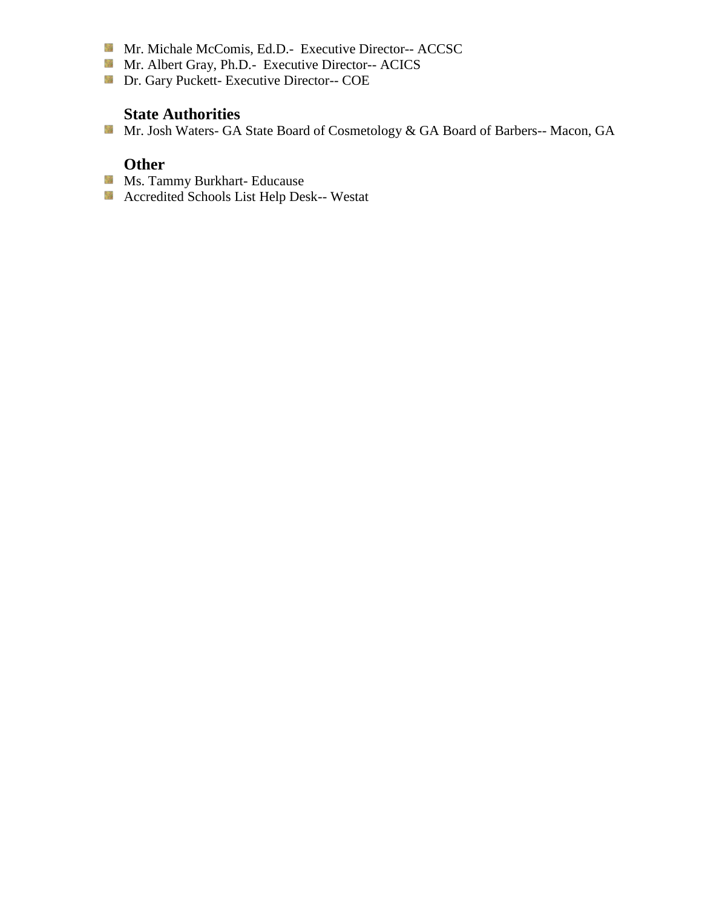- Mr. Michale McComis, Ed.D.-  Executive Director-- ACCSC
- Mr. Albert Gray, Ph.D.-  Executive Director-- ACICS
- Dr. Gary Puckett- Executive Director-- COE

### State Authorities

- Mr. Josh Waters- GA State Board of Cosmetology & GA Board of Barbers-- Macon, GA

### Other

- Ms. Tammy Burkhart- Educause
- Accredited Schools List Help Desk-- Westat